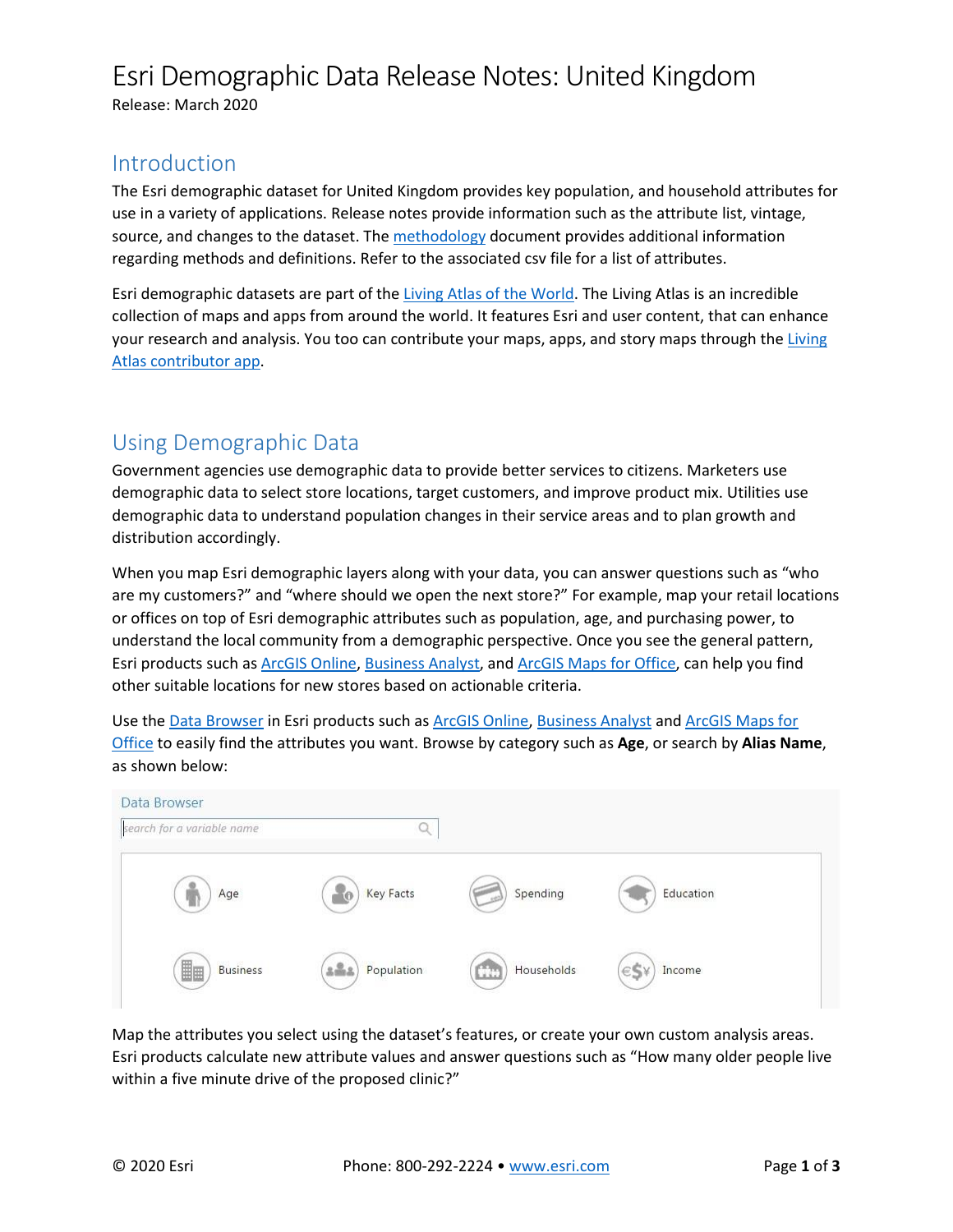# Esri Demographic Data Release Notes: United Kingdom

Release: March 2020

## Introduction

The Esri demographic dataset for United Kingdom provides key population, and household attributes for use in a variety of applications. Release notes provide information such as the attribute list, vintage, source, and changes to the dataset. The methodology document provides additional information regarding methods and definitions. Refer to the associated csv file for a list of attributes.

Esri demographic datasets are part of the Living Atlas of the World. The Living Atlas is an incredible collection of maps and apps from around the world. It features Esri and user content, that can enhance your research and analysis. You too can contribute your maps, apps, and story maps through the Living Atlas contributor app.

## Using Demographic Data

Government agencies use demographic data to provide better services to citizens. Marketers use demographic data to select store locations, target customers, and improve product mix. Utilities use demographic data to understand population changes in their service areas and to plan growth and distribution accordingly.

When you map Esri demographic layers along with your data, you can answer questions such as "who are my customers?" and "where should we open the next store?" For example, map your retail locations or offices on top of Esri demographic attributes such as population, age, and purchasing power, to understand the local community from a demographic perspective. Once you see the general pattern, Esri products such as ArcGIS Online, Business Analyst, and ArcGIS Maps for Office, can help you find other suitable locations for new stores based on actionable criteria.

Use the Data Browser in Esri products such as ArcGIS Online, Business Analyst and ArcGIS Maps for Office to easily find the attributes you want. Browse by category such as **Age**, or search by **Alias Name**, as shown below:

Data Browser

search for a variable name

Age | Key Facts | Spending | Education

Business | Population | Households | Income

Map the attributes you select using the dataset's features, or create your own custom analysis areas. Esri products calculate new attribute values and answer questions such as "How many older people live within a five minute drive of the proposed clinic?"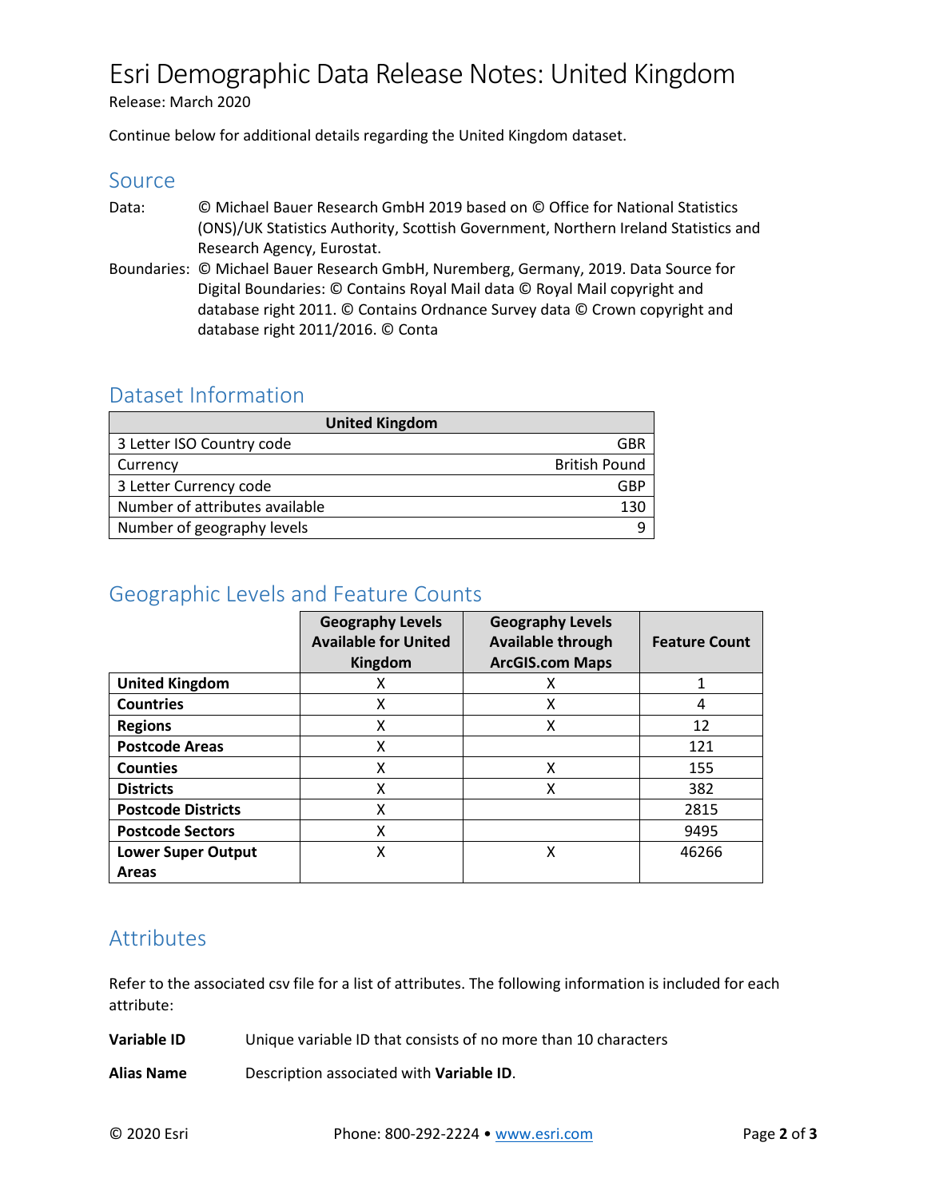# Esri Demographic Data Release Notes: United Kingdom

Release: March 2020

Continue below for additional details regarding the United Kingdom dataset.

## Source

Data: © Michael Bauer Research GmbH 2019 based on © Office for National Statistics (ONS)/UK Statistics Authority, Scottish Government, Northern Ireland Statistics and Research Agency, Eurostat.

Boundaries: © Michael Bauer Research GmbH, Nuremberg, Germany, 2019. Data Source for Digital Boundaries: © Contains Royal Mail data © Royal Mail copyright and database right 2011. © Contains Ordnance Survey data © Crown copyright and database right 2011/2016. © Conta

## Dataset Information

| United Kingdom | |
|---|---|
| 3 Letter ISO Country code | GBR |
| Currency | British Pound |
| 3 Letter Currency code | GBP |
| Number of attributes available | 130 |
| Number of geography levels | 9 |

## Geographic Levels and Feature Counts

| | Geography Levels Available for United Kingdom | Geography Levels Available through ArcGIS.com Maps | Feature Count |
|---|---|---|---|
| **United Kingdom** | X | X | 1 |
| **Countries** | X | X | 4 |
| **Regions** | X | X | 12 |
| **Postcode Areas** | X | | 121 |
| **Counties** | X | X | 155 |
| **Districts** | X | X | 382 |
| **Postcode Districts** | X | | 2815 |
| **Postcode Sectors** | X | | 9495 |
| **Lower Super Output Areas** | X | X | 46266 |

## Attributes

Refer to the associated csv file for a list of attributes. The following information is included for each attribute:

**Variable ID** Unique variable ID that consists of no more than 10 characters

**Alias Name** Description associated with **Variable ID**.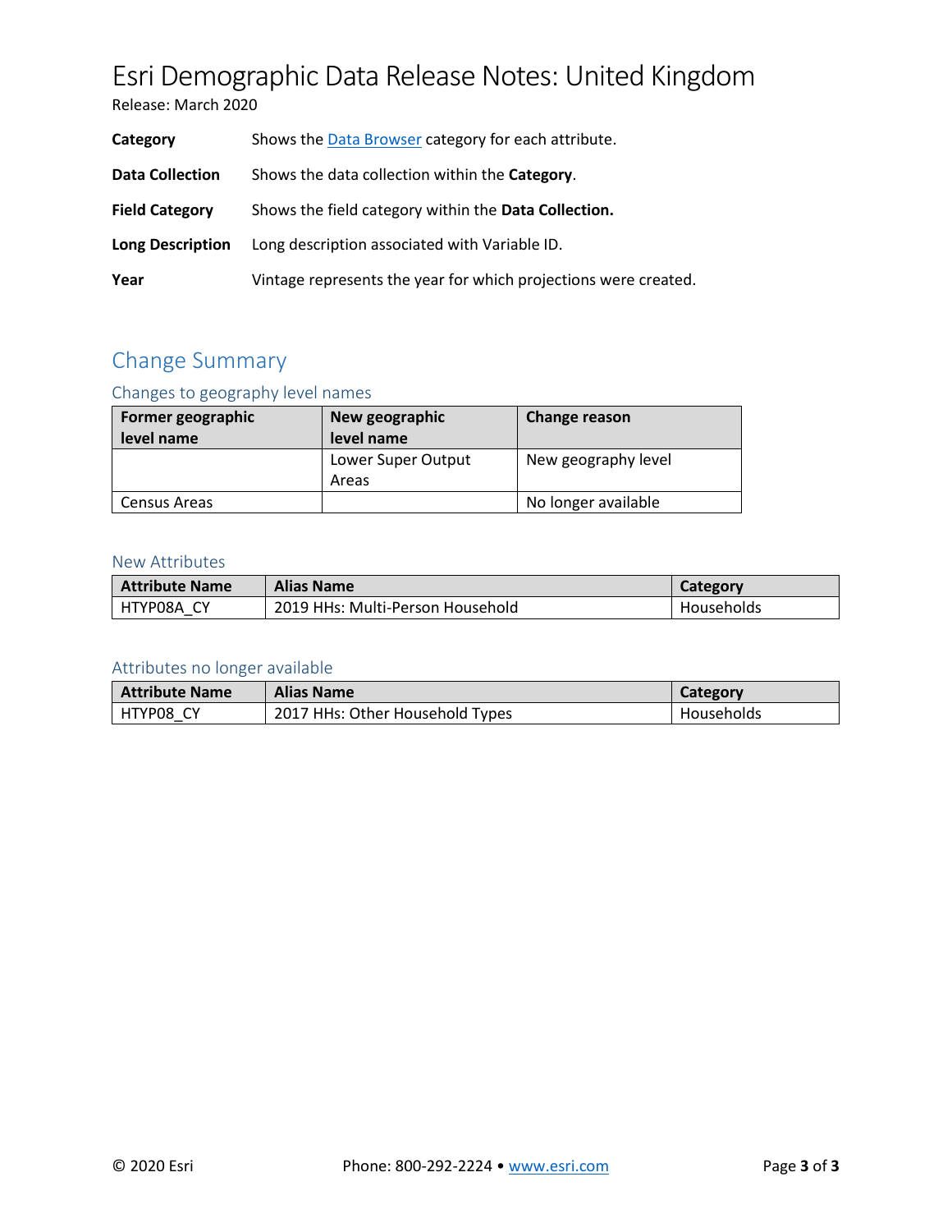# Esri Demographic Data Release Notes: United Kingdom

Release: March 2020

**Category** Shows the Data Browser category for each attribute.

**Data Collection** Shows the data collection within the **Category**.

**Field Category** Shows the field category within the **Data Collection.**

**Long Description** Long description associated with Variable ID.

**Year** Vintage represents the year for which projections were created.

## Change Summary

### Changes to geography level names

| Former geographic level name | New geographic level name | Change reason |
|---|---|---|
| | Lower Super Output Areas | New geography level |
| Census Areas | | No longer available |

### New Attributes

| Attribute Name | Alias Name | Category |
|---|---|---|
| HTYP08A_CY | 2019 HHs: Multi-Person Household | Households |

### Attributes no longer available

| Attribute Name | Alias Name | Category |
|---|---|---|
| HTYP08_CY | 2017 HHs: Other Household Types | Households |